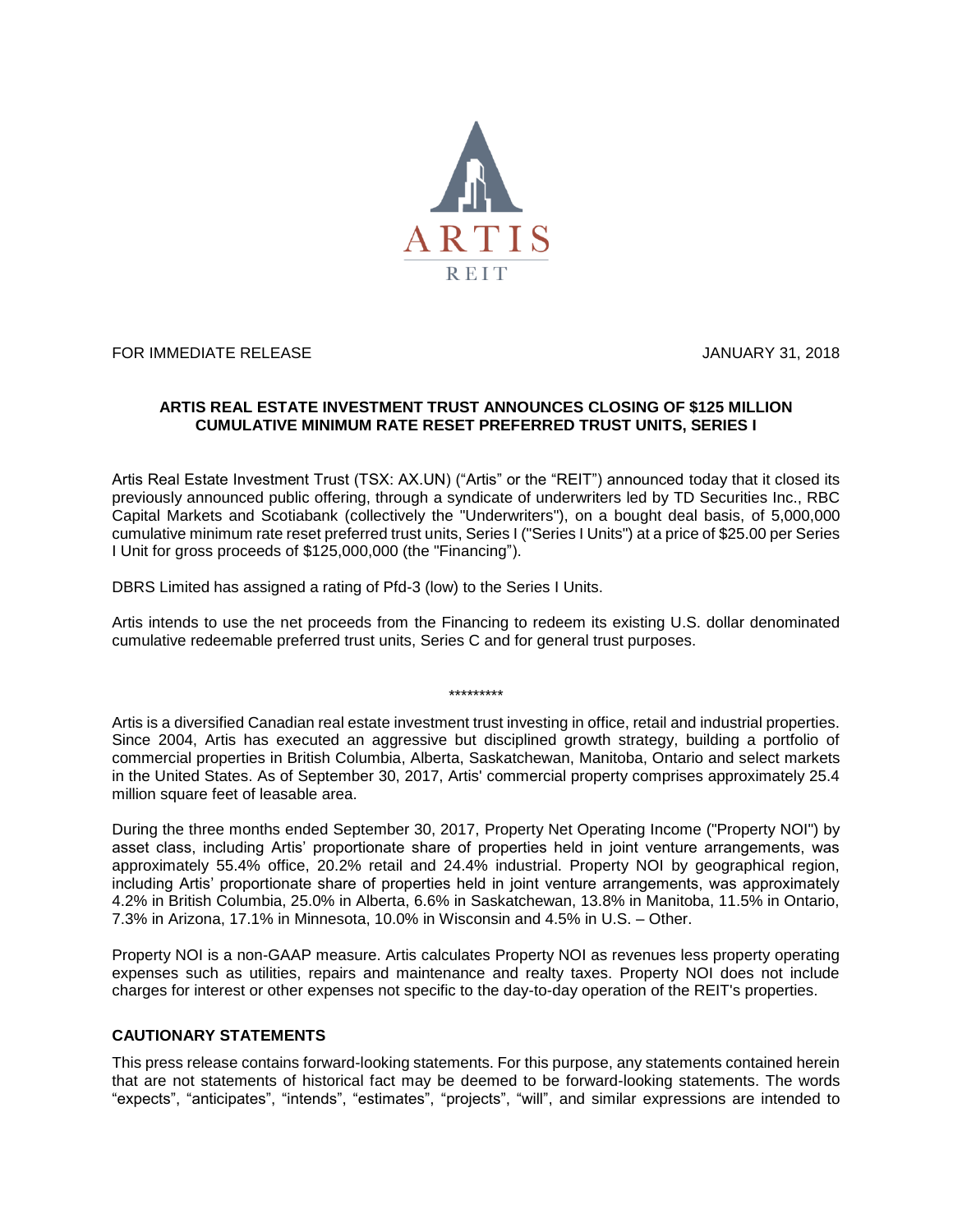ARTIS
REIT

FOR IMMEDIATE RELEASE JANUARY 31, 2018

**ARTIS REAL ESTATE INVESTMENT TRUST ANNOUNCES CLOSING OF $125 MILLION CUMULATIVE MINIMUM RATE RESET PREFERRED TRUST UNITS, SERIES I**

Artis Real Estate Investment Trust (TSX: AX.UN) ("Artis" or the "REIT") announced today that it closed its previously announced public offering, through a syndicate of underwriters led by TD Securities Inc., RBC Capital Markets and Scotiabank (collectively the "Underwriters"), on a bought deal basis, of 5,000,000 cumulative minimum rate reset preferred trust units, Series I ("Series I Units") at a price of $25.00 per Series I Unit for gross proceeds of $125,000,000 (the "Financing").

DBRS Limited has assigned a rating of Pfd-3 (low) to the Series I Units.

Artis intends to use the net proceeds from the Financing to redeem its existing U.S. dollar denominated cumulative redeemable preferred trust units, Series C and for general trust purposes.

*********

Artis is a diversified Canadian real estate investment trust investing in office, retail and industrial properties. Since 2004, Artis has executed an aggressive but disciplined growth strategy, building a portfolio of commercial properties in British Columbia, Alberta, Saskatchewan, Manitoba, Ontario and select markets in the United States. As of September 30, 2017, Artis' commercial property comprises approximately 25.4 million square feet of leasable area.

During the three months ended September 30, 2017, Property Net Operating Income ("Property NOI") by asset class, including Artis' proportionate share of properties held in joint venture arrangements, was approximately 55.4% office, 20.2% retail and 24.4% industrial. Property NOI by geographical region, including Artis' proportionate share of properties held in joint venture arrangements, was approximately 4.2% in British Columbia, 25.0% in Alberta, 6.6% in Saskatchewan, 13.8% in Manitoba, 11.5% in Ontario, 7.3% in Arizona, 17.1% in Minnesota, 10.0% in Wisconsin and 4.5% in U.S. – Other.

Property NOI is a non-GAAP measure. Artis calculates Property NOI as revenues less property operating expenses such as utilities, repairs and maintenance and realty taxes. Property NOI does not include charges for interest or other expenses not specific to the day-to-day operation of the REIT's properties.

## CAUTIONARY STATEMENTS

This press release contains forward-looking statements. For this purpose, any statements contained herein that are not statements of historical fact may be deemed to be forward-looking statements. The words "expects", "anticipates", "intends", "estimates", "projects", "will", and similar expressions are intended to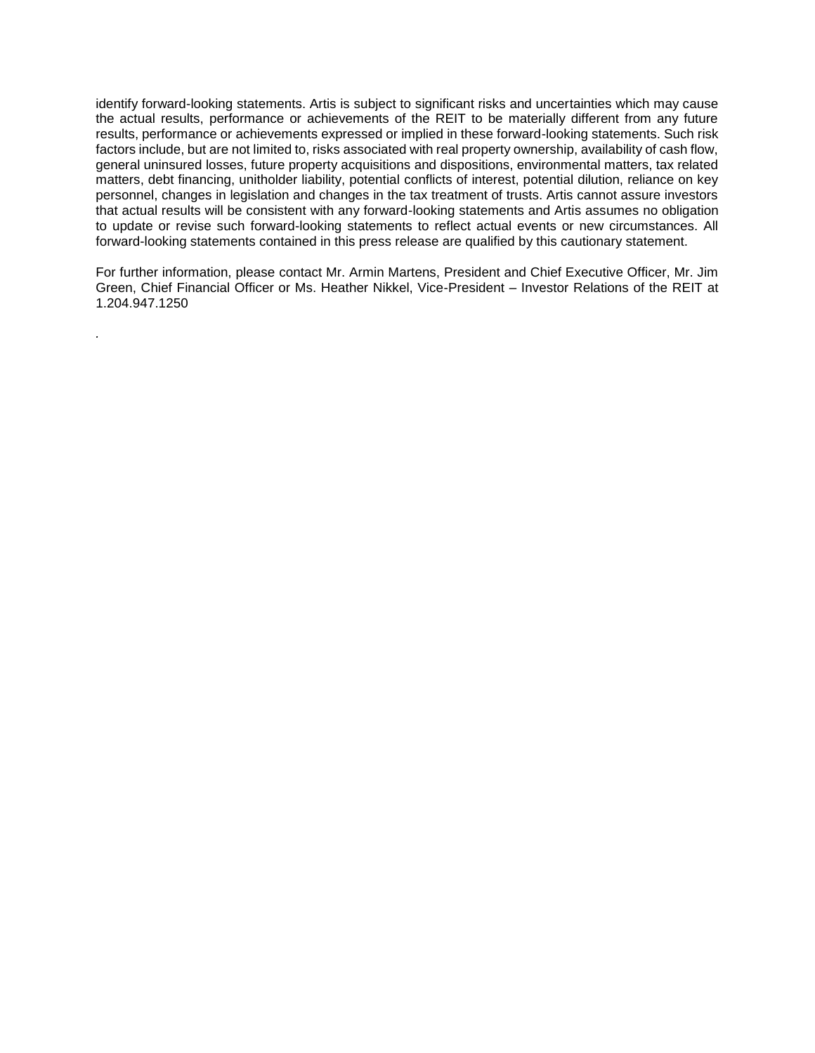identify forward-looking statements. Artis is subject to significant risks and uncertainties which may cause the actual results, performance or achievements of the REIT to be materially different from any future results, performance or achievements expressed or implied in these forward-looking statements. Such risk factors include, but are not limited to, risks associated with real property ownership, availability of cash flow, general uninsured losses, future property acquisitions and dispositions, environmental matters, tax related matters, debt financing, unitholder liability, potential conflicts of interest, potential dilution, reliance on key personnel, changes in legislation and changes in the tax treatment of trusts. Artis cannot assure investors that actual results will be consistent with any forward-looking statements and Artis assumes no obligation to update or revise such forward-looking statements to reflect actual events or new circumstances. All forward-looking statements contained in this press release are qualified by this cautionary statement.

For further information, please contact Mr. Armin Martens, President and Chief Executive Officer, Mr. Jim Green, Chief Financial Officer or Ms. Heather Nikkel, Vice-President – Investor Relations of the REIT at 1.204.947.1250

.